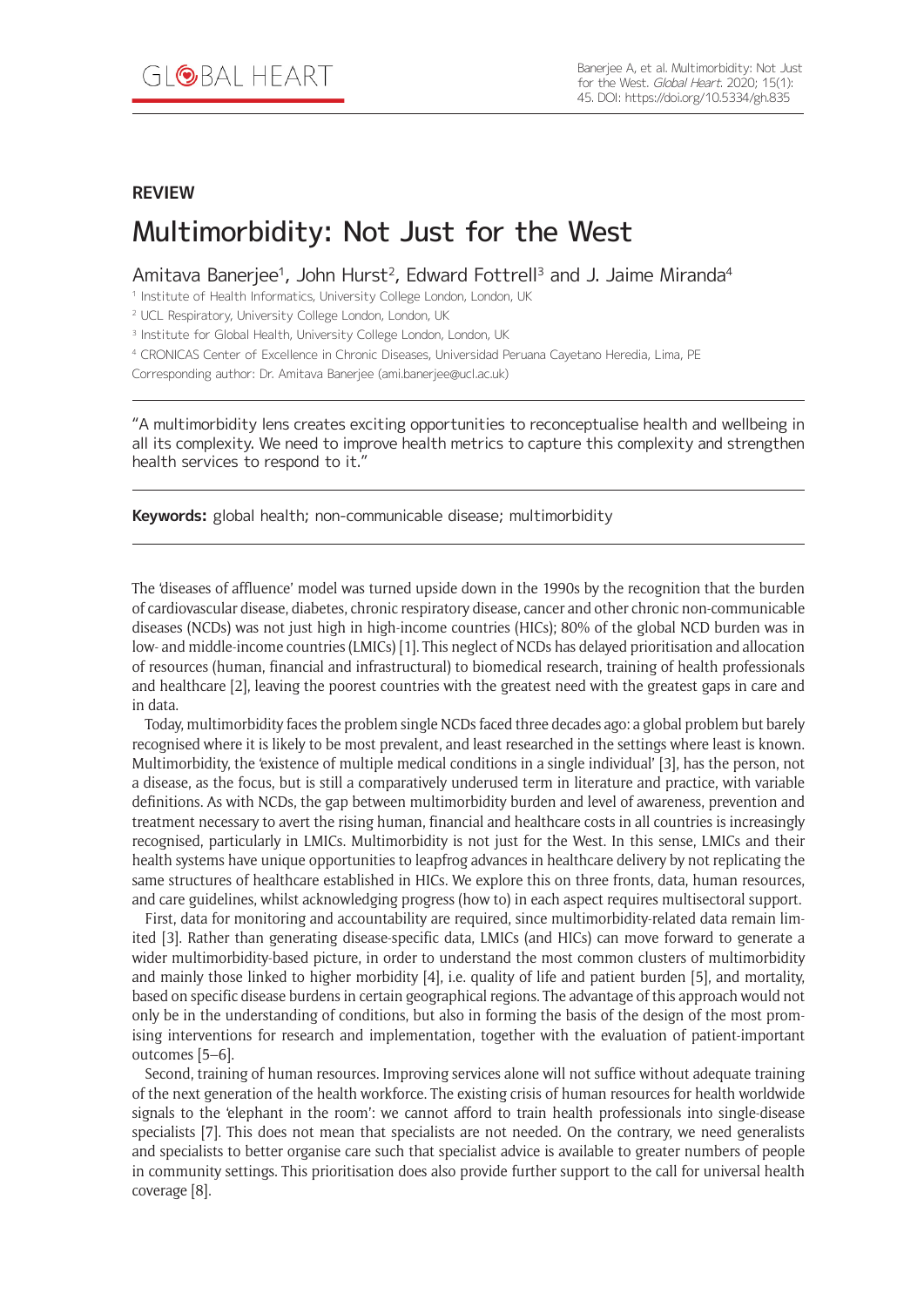**REVIEW**

# Multimorbidity: Not Just for the West

Amitava Banerjee[1], John Hurst[2], Edward Fottrell[3] and J. Jaime Miranda[4]

[1] Institute of Health Informatics, University College London, London, UK

[2] UCL Respiratory, University College London, London, UK

[3] Institute for Global Health, University College London, London, UK

[4] CRONICAS Center of Excellence in Chronic Diseases, Universidad Peruana Cayetano Heredia, Lima, PE

Corresponding author: Dr. Amitava Banerjee (ami.banerjee@ucl.ac.uk)

"A multimorbidity lens creates exciting opportunities to reconceptualise health and wellbeing in all its complexity. We need to improve health metrics to capture this complexity and strengthen health services to respond to it."

**Keywords:** global health; non-communicable disease; multimorbidity

The 'diseases of affluence' model was turned upside down in the 1990s by the recognition that the burden of cardiovascular disease, diabetes, chronic respiratory disease, cancer and other chronic non-communicable diseases (NCDs) was not just high in high-income countries (HICs); 80% of the global NCD burden was in low- and middle-income countries (LMICs) [1]. This neglect of NCDs has delayed prioritisation and allocation of resources (human, financial and infrastructural) to biomedical research, training of health professionals and healthcare [2], leaving the poorest countries with the greatest need with the greatest gaps in care and in data.

Today, multimorbidity faces the problem single NCDs faced three decades ago: a global problem but barely recognised where it is likely to be most prevalent, and least researched in the settings where least is known. Multimorbidity, the 'existence of multiple medical conditions in a single individual' [3], has the person, not a disease, as the focus, but is still a comparatively underused term in literature and practice, with variable definitions. As with NCDs, the gap between multimorbidity burden and level of awareness, prevention and treatment necessary to avert the rising human, financial and healthcare costs in all countries is increasingly recognised, particularly in LMICs. Multimorbidity is not just for the West. In this sense, LMICs and their health systems have unique opportunities to leapfrog advances in healthcare delivery by not replicating the same structures of healthcare established in HICs. We explore this on three fronts, data, human resources, and care guidelines, whilst acknowledging progress (how to) in each aspect requires multisectoral support.

First, data for monitoring and accountability are required, since multimorbidity-related data remain limited [3]. Rather than generating disease-specific data, LMICs (and HICs) can move forward to generate a wider multimorbidity-based picture, in order to understand the most common clusters of multimorbidity and mainly those linked to higher morbidity [4], i.e. quality of life and patient burden [5], and mortality, based on specific disease burdens in certain geographical regions. The advantage of this approach would not only be in the understanding of conditions, but also in forming the basis of the design of the most promising interventions for research and implementation, together with the evaluation of patient-important outcomes [5–6].

Second, training of human resources. Improving services alone will not suffice without adequate training of the next generation of the health workforce. The existing crisis of human resources for health worldwide signals to the 'elephant in the room': we cannot afford to train health professionals into single-disease specialists [7]. This does not mean that specialists are not needed. On the contrary, we need generalists and specialists to better organise care such that specialist advice is available to greater numbers of people in community settings. This prioritisation does also provide further support to the call for universal health coverage [8].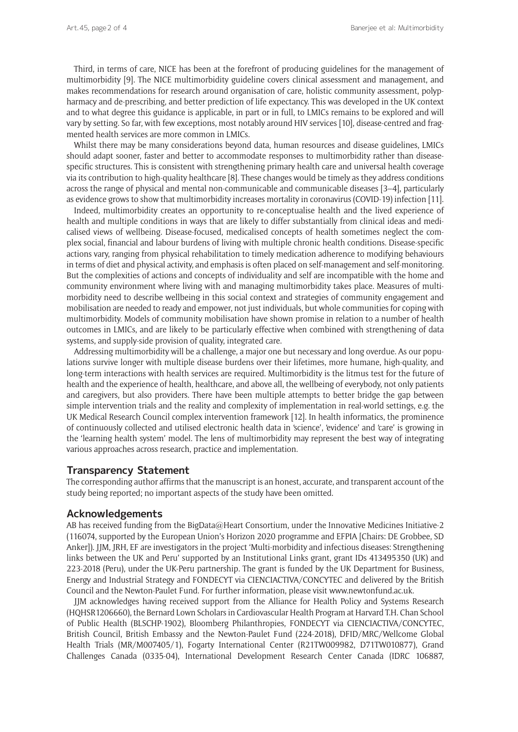Third, in terms of care, NICE has been at the forefront of producing guidelines for the management of multimorbidity [9]. The NICE multimorbidity guideline covers clinical assessment and management, and makes recommendations for research around organisation of care, holistic community assessment, polypharmacy and de-prescribing, and better prediction of life expectancy. This was developed in the UK context and to what degree this guidance is applicable, in part or in full, to LMICs remains to be explored and will vary by setting. So far, with few exceptions, most notably around HIV services [10], disease-centred and fragmented health services are more common in LMICs.

Whilst there may be many considerations beyond data, human resources and disease guidelines, LMICs should adapt sooner, faster and better to accommodate responses to multimorbidity rather than disease-specific structures. This is consistent with strengthening primary health care and universal health coverage via its contribution to high-quality healthcare [8]. These changes would be timely as they address conditions across the range of physical and mental non-communicable and communicable diseases [3–4], particularly as evidence grows to show that multimorbidity increases mortality in coronavirus (COVID-19) infection [11].

Indeed, multimorbidity creates an opportunity to re-conceptualise health and the lived experience of health and multiple conditions in ways that are likely to differ substantially from clinical ideas and medicalised views of wellbeing. Disease-focused, medicalised concepts of health sometimes neglect the complex social, financial and labour burdens of living with multiple chronic health conditions. Disease-specific actions vary, ranging from physical rehabilitation to timely medication adherence to modifying behaviours in terms of diet and physical activity, and emphasis is often placed on self-management and self-monitoring. But the complexities of actions and concepts of individuality and self are incompatible with the home and community environment where living with and managing multimorbidity takes place. Measures of multimorbidity need to describe wellbeing in this social context and strategies of community engagement and mobilisation are needed to ready and empower, not just individuals, but whole communities for coping with multimorbidity. Models of community mobilisation have shown promise in relation to a number of health outcomes in LMICs, and are likely to be particularly effective when combined with strengthening of data systems, and supply-side provision of quality, integrated care.

Addressing multimorbidity will be a challenge, a major one but necessary and long overdue. As our populations survive longer with multiple disease burdens over their lifetimes, more humane, high-quality, and long-term interactions with health services are required. Multimorbidity is the litmus test for the future of health and the experience of health, healthcare, and above all, the wellbeing of everybody, not only patients and caregivers, but also providers. There have been multiple attempts to better bridge the gap between simple intervention trials and the reality and complexity of implementation in real-world settings, e.g. the UK Medical Research Council complex intervention framework [12]. In health informatics, the prominence of continuously collected and utilised electronic health data in 'science', 'evidence' and 'care' is growing in the 'learning health system' model. The lens of multimorbidity may represent the best way of integrating various approaches across research, practice and implementation.

## Transparency Statement

The corresponding author affirms that the manuscript is an honest, accurate, and transparent account of the study being reported; no important aspects of the study have been omitted.

## Acknowledgements

AB has received funding from the BigData@Heart Consortium, under the Innovative Medicines Initiative-2 (116074, supported by the European Union's Horizon 2020 programme and EFPIA [Chairs: DE Grobbee, SD Anker]). JJM, JRH, EF are investigators in the project 'Multi-morbidity and infectious diseases: Strengthening links between the UK and Peru' supported by an Institutional Links grant, grant IDs 413495350 (UK) and 223-2018 (Peru), under the UK-Peru partnership. The grant is funded by the UK Department for Business, Energy and Industrial Strategy and FONDECYT via CIENCIACTIVA/CONCYTEC and delivered by the British Council and the Newton-Paulet Fund. For further information, please visit www.newtonfund.ac.uk.

JJM acknowledges having received support from the Alliance for Health Policy and Systems Research (HQHSR1206660), the Bernard Lown Scholars in Cardiovascular Health Program at Harvard T.H. Chan School of Public Health (BLSCHP-1902), Bloomberg Philanthropies, FONDECYT via CIENCIACTIVA/CONCYTEC, British Council, British Embassy and the Newton-Paulet Fund (224-2018), DFID/MRC/Wellcome Global Health Trials (MR/M007405/1), Fogarty International Center (R21TW009982, D71TW010877), Grand Challenges Canada (0335-04), International Development Research Center Canada (IDRC 106887,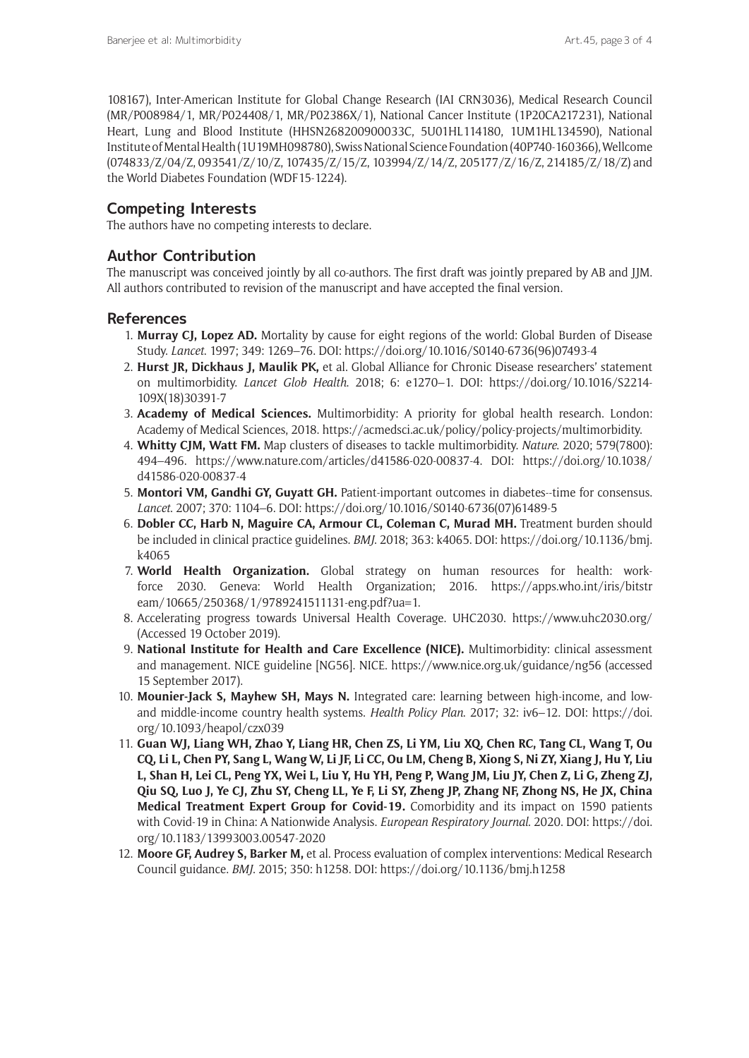108167), Inter-American Institute for Global Change Research (IAI CRN3036), Medical Research Council (MR/P008984/1, MR/P024408/1, MR/P02386X/1), National Cancer Institute (1P20CA217231), National Heart, Lung and Blood Institute (HHSN268200900033C, 5U01HL114180, 1UM1HL134590), National Institute of Mental Health (1U19MH098780), Swiss National Science Foundation (40P740-160366), Wellcome (074833/Z/04/Z, 093541/Z/10/Z, 107435/Z/15/Z, 103994/Z/14/Z, 205177/Z/16/Z, 214185/Z/18/Z) and the World Diabetes Foundation (WDF15-1224).

## Competing Interests

The authors have no competing interests to declare.

## Author Contribution

The manuscript was conceived jointly by all co-authors. The first draft was jointly prepared by AB and JJM. All authors contributed to revision of the manuscript and have accepted the final version.

## References

1. **Murray CJ, Lopez AD.** Mortality by cause for eight regions of the world: Global Burden of Disease Study. *Lancet*. 1997; 349: 1269–76. DOI: https://doi.org/10.1016/S0140-6736(96)07493-4
2. **Hurst JR, Dickhaus J, Maulik PK,** et al. Global Alliance for Chronic Disease researchers' statement on multimorbidity. *Lancet Glob Health*. 2018; 6: e1270–1. DOI: https://doi.org/10.1016/S2214-109X(18)30391-7
3. **Academy of Medical Sciences.** Multimorbidity: A priority for global health research. London: Academy of Medical Sciences, 2018. https://acmedsci.ac.uk/policy/policy-projects/multimorbidity.
4. **Whitty CJM, Watt FM.** Map clusters of diseases to tackle multimorbidity. *Nature*. 2020; 579(7800): 494–496. https://www.nature.com/articles/d41586-020-00837-4. DOI: https://doi.org/10.1038/d41586-020-00837-4
5. **Montori VM, Gandhi GY, Guyatt GH.** Patient-important outcomes in diabetes--time for consensus. *Lancet*. 2007; 370: 1104–6. DOI: https://doi.org/10.1016/S0140-6736(07)61489-5
6. **Dobler CC, Harb N, Maguire CA, Armour CL, Coleman C, Murad MH.** Treatment burden should be included in clinical practice guidelines. *BMJ*. 2018; 363: k4065. DOI: https://doi.org/10.1136/bmj.k4065
7. **World Health Organization.** Global strategy on human resources for health: workforce 2030. Geneva: World Health Organization; 2016. https://apps.who.int/iris/bitstream/10665/250368/1/9789241511131-eng.pdf?ua=1.
8. Accelerating progress towards Universal Health Coverage. UHC2030. https://www.uhc2030.org/ (Accessed 19 October 2019).
9. **National Institute for Health and Care Excellence (NICE).** Multimorbidity: clinical assessment and management. NICE guideline [NG56]. NICE. https://www.nice.org.uk/guidance/ng56 (accessed 15 September 2017).
10. **Mounier-Jack S, Mayhew SH, Mays N.** Integrated care: learning between high-income, and low-and middle-income country health systems. *Health Policy Plan*. 2017; 32: iv6–12. DOI: https://doi.org/10.1093/heapol/czx039
11. **Guan WJ, Liang WH, Zhao Y, Liang HR, Chen ZS, Li YM, Liu XQ, Chen RC, Tang CL, Wang T, Ou CQ, Li L, Chen PY, Sang L, Wang W, Li JF, Li CC, Ou LM, Cheng B, Xiong S, Ni ZY, Xiang J, Hu Y, Liu L, Shan H, Lei CL, Peng YX, Wei L, Liu Y, Hu YH, Peng P, Wang JM, Liu JY, Chen Z, Li G, Zheng ZJ, Qiu SQ, Luo J, Ye CJ, Zhu SY, Cheng LL, Ye F, Li SY, Zheng JP, Zhang NF, Zhong NS, He JX, China Medical Treatment Expert Group for Covid-19.** Comorbidity and its impact on 1590 patients with Covid-19 in China: A Nationwide Analysis. *European Respiratory Journal*. 2020. DOI: https://doi.org/10.1183/13993003.00547-2020
12. **Moore GF, Audrey S, Barker M,** et al. Process evaluation of complex interventions: Medical Research Council guidance. *BMJ*. 2015; 350: h1258. DOI: https://doi.org/10.1136/bmj.h1258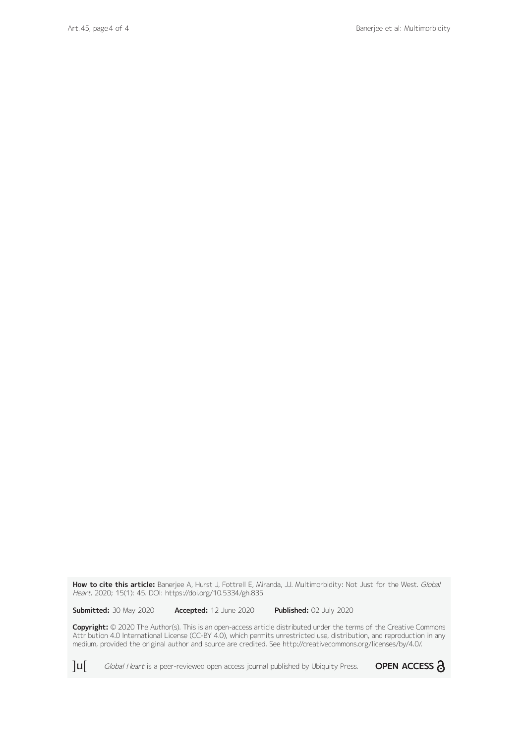**How to cite this article:** Banerjee A, Hurst J, Fottrell E, Miranda, JJ. Multimorbidity: Not Just for the West. *Global Heart*. 2020; 15(1): 45. DOI: https://doi.org/10.5334/gh.835

**Submitted:** 30 May 2020 **Accepted:** 12 June 2020 **Published:** 02 July 2020

**Copyright:** © 2020 The Author(s). This is an open-access article distributed under the terms of the Creative Commons Attribution 4.0 International License (CC-BY 4.0), which permits unrestricted use, distribution, and reproduction in any medium, provided the original author and source are credited. See http://creativecommons.org/licenses/by/4.0/.

*Global Heart* is a peer-reviewed open access journal published by Ubiquity Press. **OPEN ACCESS**